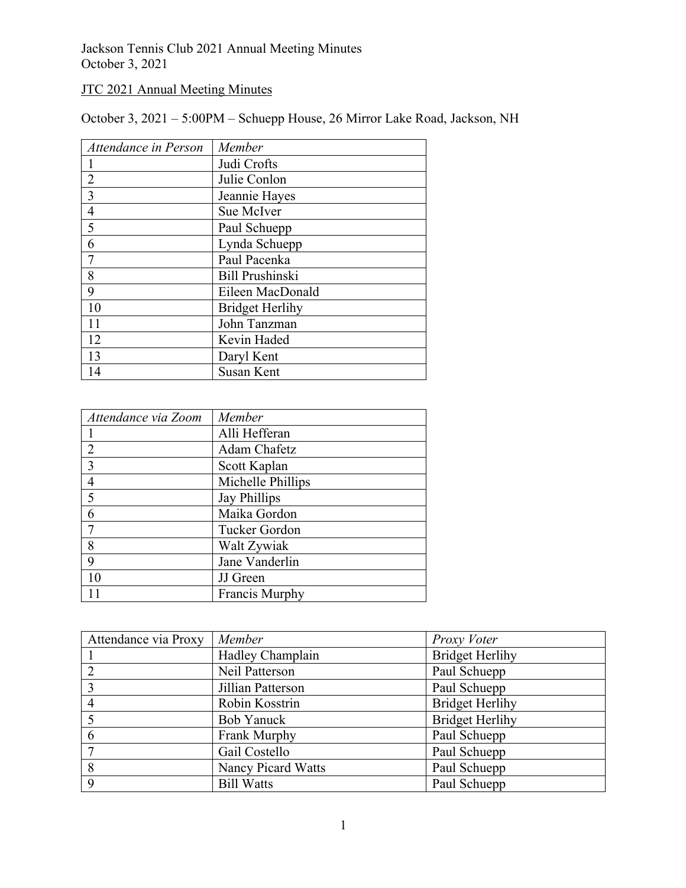Jackson Tennis Club 2021 Annual Meeting Minutes
October 3, 2021

JTC 2021 Annual Meeting Minutes

October 3, 2021 – 5:00PM – Schuepp House, 26 Mirror Lake Road, Jackson, NH

| *Attendance in Person* | *Member* |
|---|---|
| 1 | Judi Crofts |
| 2 | Julie Conlon |
| 3 | Jeannie Hayes |
| 4 | Sue McIver |
| 5 | Paul Schuepp |
| 6 | Lynda Schuepp |
| 7 | Paul Pacenka |
| 8 | Bill Prushinski |
| 9 | Eileen MacDonald |
| 10 | Bridget Herlihy |
| 11 | John Tanzman |
| 12 | Kevin Haded |
| 13 | Daryl Kent |
| 14 | Susan Kent |

| *Attendance via Zoom* | *Member* |
|---|---|
| 1 | Alli Hefferan |
| 2 | Adam Chafetz |
| 3 | Scott Kaplan |
| 4 | Michelle Phillips |
| 5 | Jay Phillips |
| 6 | Maika Gordon |
| 7 | Tucker Gordon |
| 8 | Walt Zywiak |
| 9 | Jane Vanderlin |
| 10 | JJ Green |
| 11 | Francis Murphy |

| Attendance via Proxy | *Member* | *Proxy Voter* |
|---|---|---|
| 1 | Hadley Champlain | Bridget Herlihy |
| 2 | Neil Patterson | Paul Schuepp |
| 3 | Jillian Patterson | Paul Schuepp |
| 4 | Robin Kosstrin | Bridget Herlihy |
| 5 | Bob Yanuck | Bridget Herlihy |
| 6 | Frank Murphy | Paul Schuepp |
| 7 | Gail Costello | Paul Schuepp |
| 8 | Nancy Picard Watts | Paul Schuepp |
| 9 | Bill Watts | Paul Schuepp |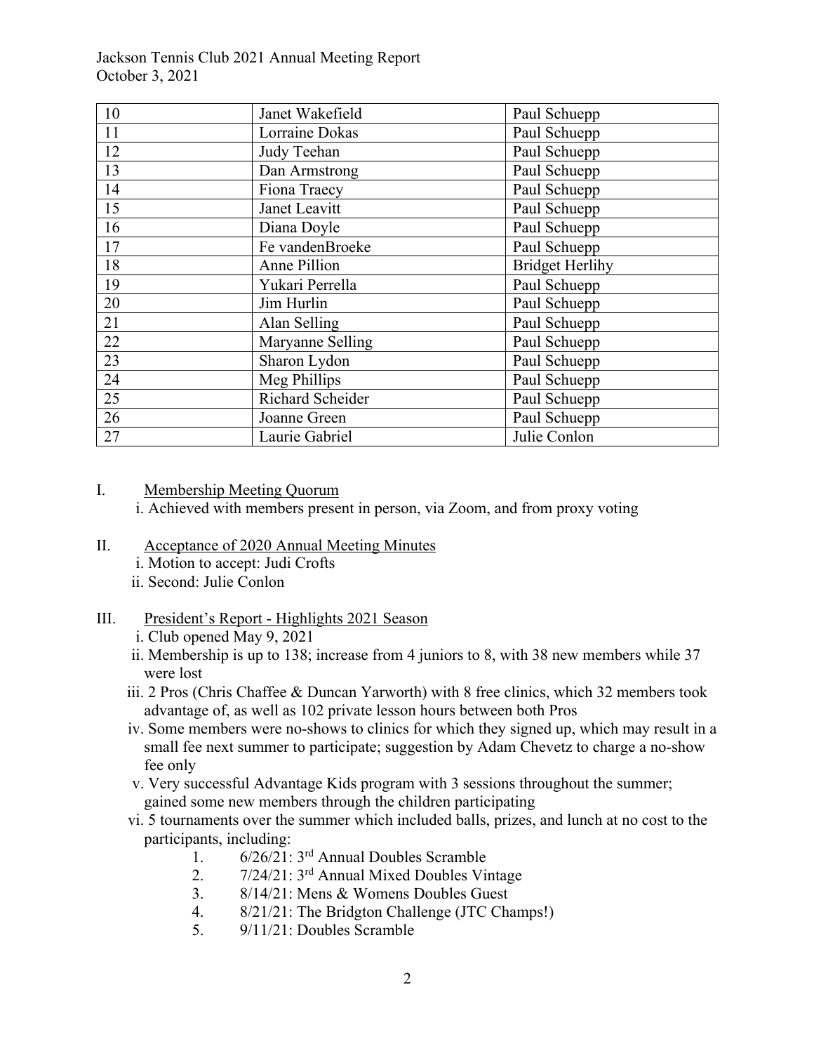| 10 | Janet Wakefield | Paul Schuepp |
|---|---|---|
| 11 | Lorraine Dokas | Paul Schuepp |
| 12 | Judy Teehan | Paul Schuepp |
| 13 | Dan Armstrong | Paul Schuepp |
| 14 | Fiona Traecy | Paul Schuepp |
| 15 | Janet Leavitt | Paul Schuepp |
| 16 | Diana Doyle | Paul Schuepp |
| 17 | Fe vandenBroeke | Paul Schuepp |
| 18 | Anne Pillion | Bridget Herlihy |
| 19 | Yukari Perrella | Paul Schuepp |
| 20 | Jim Hurlin | Paul Schuepp |
| 21 | Alan Selling | Paul Schuepp |
| 22 | Maryanne Selling | Paul Schuepp |
| 23 | Sharon Lydon | Paul Schuepp |
| 24 | Meg Phillips | Paul Schuepp |
| 25 | Richard Scheider | Paul Schuepp |
| 26 | Joanne Green | Paul Schuepp |
| 27 | Laurie Gabriel | Julie Conlon |

I. <u>Membership Meeting Quorum</u>
   i. Achieved with members present in person, via Zoom, and from proxy voting

II. <u>Acceptance of 2020 Annual Meeting Minutes</u>
   i. Motion to accept: Judi Crofts
   ii. Second: Julie Conlon

III. <u>President's Report - Highlights 2021 Season</u>
   i. Club opened May 9, 2021
   ii. Membership is up to 138; increase from 4 juniors to 8, with 38 new members while 37 were lost
   iii. 2 Pros (Chris Chaffee & Duncan Yarworth) with 8 free clinics, which 32 members took advantage of, as well as 102 private lesson hours between both Pros
   iv. Some members were no-shows to clinics for which they signed up, which may result in a small fee next summer to participate; suggestion by Adam Chevetz to charge a no-show fee only
   v. Very successful Advantage Kids program with 3 sessions throughout the summer; gained some new members through the children participating
   vi. 5 tournaments over the summer which included balls, prizes, and lunch at no cost to the participants, including:
      1. 6/26/21: 3rd Annual Doubles Scramble
      2. 7/24/21: 3rd Annual Mixed Doubles Vintage
      3. 8/14/21: Mens & Womens Doubles Guest
      4. 8/21/21: The Bridgton Challenge (JTC Champs!)
      5. 9/11/21: Doubles Scramble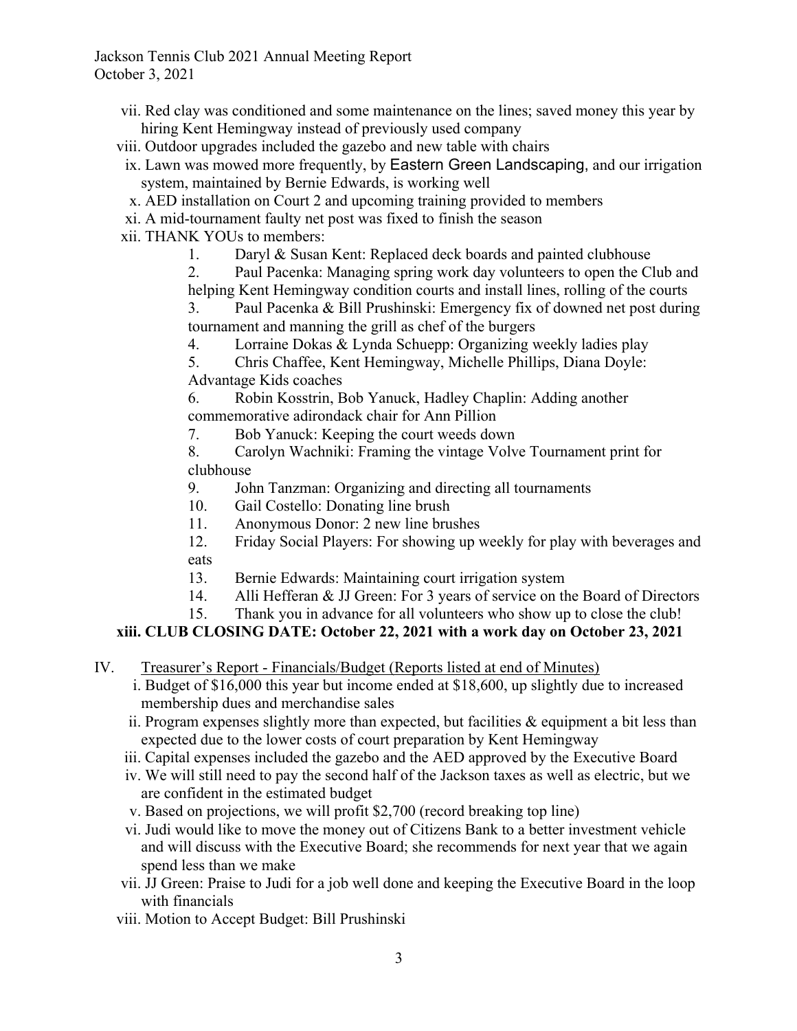vii. Red clay was conditioned and some maintenance on the lines; saved money this year by hiring Kent Hemingway instead of previously used company

viii. Outdoor upgrades included the gazebo and new table with chairs

ix. Lawn was mowed more frequently, by Eastern Green Landscaping, and our irrigation system, maintained by Bernie Edwards, is working well

x. AED installation on Court 2 and upcoming training provided to members

xi. A mid-tournament faulty net post was fixed to finish the season

xii. THANK YOUs to members:

1. Daryl & Susan Kent: Replaced deck boards and painted clubhouse
2. Paul Pacenka: Managing spring work day volunteers to open the Club and helping Kent Hemingway condition courts and install lines, rolling of the courts
3. Paul Pacenka & Bill Prushinski: Emergency fix of downed net post during tournament and manning the grill as chef of the burgers
4. Lorraine Dokas & Lynda Schuepp: Organizing weekly ladies play
5. Chris Chaffee, Kent Hemingway, Michelle Phillips, Diana Doyle: Advantage Kids coaches
6. Robin Kosstrin, Bob Yanuck, Hadley Chaplin: Adding another commemorative adirondack chair for Ann Pillion
7. Bob Yanuck: Keeping the court weeds down
8. Carolyn Wachniki: Framing the vintage Volve Tournament print for clubhouse
9. John Tanzman: Organizing and directing all tournaments
10. Gail Costello: Donating line brush
11. Anonymous Donor: 2 new line brushes
12. Friday Social Players: For showing up weekly for play with beverages and eats
13. Bernie Edwards: Maintaining court irrigation system
14. Alli Hefferan & JJ Green: For 3 years of service on the Board of Directors
15. Thank you in advance for all volunteers who show up to close the club!

**xiii. CLUB CLOSING DATE: October 22, 2021 with a work day on October 23, 2021**

IV. Treasurer's Report - Financials/Budget (Reports listed at end of Minutes)

i. Budget of $16,000 this year but income ended at $18,600, up slightly due to increased membership dues and merchandise sales

ii. Program expenses slightly more than expected, but facilities & equipment a bit less than expected due to the lower costs of court preparation by Kent Hemingway

iii. Capital expenses included the gazebo and the AED approved by the Executive Board

iv. We will still need to pay the second half of the Jackson taxes as well as electric, but we are confident in the estimated budget

v. Based on projections, we will profit $2,700 (record breaking top line)

vi. Judi would like to move the money out of Citizens Bank to a better investment vehicle and will discuss with the Executive Board; she recommends for next year that we again spend less than we make

vii. JJ Green: Praise to Judi for a job well done and keeping the Executive Board in the loop with financials

viii. Motion to Accept Budget: Bill Prushinski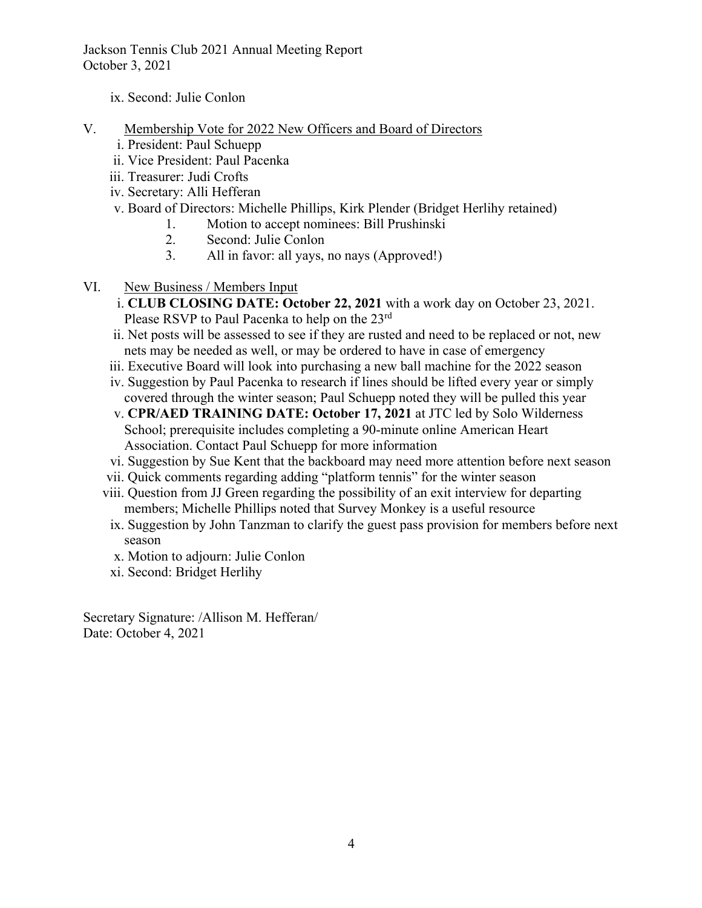ix. Second: Julie Conlon

V. <u>Membership Vote for 2022 New Officers and Board of Directors</u>

i. President: Paul Schuepp
ii. Vice President: Paul Pacenka
iii. Treasurer: Judi Crofts
iv. Secretary: Alli Hefferan
v. Board of Directors: Michelle Phillips, Kirk Plender (Bridget Herlihy retained)

1. Motion to accept nominees: Bill Prushinski
2. Second: Julie Conlon
3. All in favor: all yays, no nays (Approved!)

VI. <u>New Business / Members Input</u>

i. **CLUB CLOSING DATE: October 22, 2021** with a work day on October 23, 2021. Please RSVP to Paul Pacenka to help on the 23rd
ii. Net posts will be assessed to see if they are rusted and need to be replaced or not, new nets may be needed as well, or may be ordered to have in case of emergency
iii. Executive Board will look into purchasing a new ball machine for the 2022 season
iv. Suggestion by Paul Pacenka to research if lines should be lifted every year or simply covered through the winter season; Paul Schuepp noted they will be pulled this year
v. **CPR/AED TRAINING DATE: October 17, 2021** at JTC led by Solo Wilderness School; prerequisite includes completing a 90-minute online American Heart Association. Contact Paul Schuepp for more information
vi. Suggestion by Sue Kent that the backboard may need more attention before next season
vii. Quick comments regarding adding "platform tennis" for the winter season
viii. Question from JJ Green regarding the possibility of an exit interview for departing members; Michelle Phillips noted that Survey Monkey is a useful resource
ix. Suggestion by John Tanzman to clarify the guest pass provision for members before next season
x. Motion to adjourn: Julie Conlon
xi. Second: Bridget Herlihy

Secretary Signature: /Allison M. Hefferan/
Date: October 4, 2021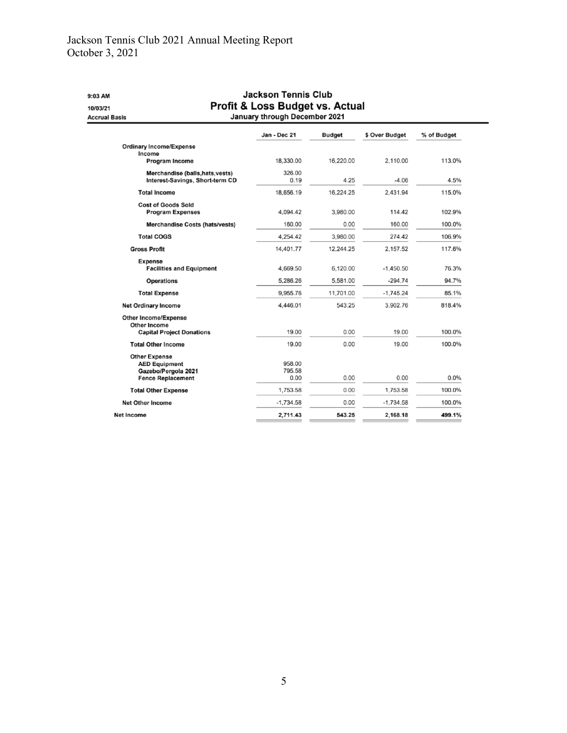Jackson Tennis Club 2021 Annual Meeting Report
October 3, 2021

9:03 AM
10/03/21
Accrual Basis

# Jackson Tennis Club
## Profit & Loss Budget vs. Actual
### January through December 2021

| | Jan - Dec 21 | Budget | $ Over Budget | % of Budget |
|---|---|---|---|---|
| **Ordinary Income/Expense** | | | | |
| **Income** | | | | |
| **Program Income** | 18,330.00 | 16,220.00 | 2,110.00 | 113.0% |
| **Merchandise (balls,hats,vests)** | 326.00 | | | |
| **Interest-Savings, Short-term CD** | 0.19 | 4.25 | -4.06 | 4.5% |
| **Total Income** | 18,656.19 | 16,224.25 | 2,431.94 | 115.0% |
| **Cost of Goods Sold** | | | | |
| **Program Expenses** | 4,094.42 | 3,980.00 | 114.42 | 102.9% |
| **Merchandise Costs (hats/vests)** | 160.00 | 0.00 | 160.00 | 100.0% |
| **Total COGS** | 4,254.42 | 3,980.00 | 274.42 | 106.9% |
| **Gross Profit** | 14,401.77 | 12,244.25 | 2,157.52 | 117.6% |
| **Expense** | | | | |
| **Facilities and Equipment** | 4,669.50 | 6,120.00 | -1,450.50 | 76.3% |
| **Operations** | 5,286.26 | 5,581.00 | -294.74 | 94.7% |
| **Total Expense** | 9,955.76 | 11,701.00 | -1,745.24 | 85.1% |
| **Net Ordinary Income** | 4,446.01 | 543.25 | 3,902.76 | 818.4% |
| **Other Income/Expense** | | | | |
| **Other Income** | | | | |
| **Capital Project Donations** | 19.00 | 0.00 | 19.00 | 100.0% |
| **Total Other Income** | 19.00 | 0.00 | 19.00 | 100.0% |
| **Other Expense** | | | | |
| **AED Equipment** | 958.00 | | | |
| **Gazebo/Pergola 2021** | 795.58 | | | |
| **Fence Replacement** | 0.00 | 0.00 | 0.00 | 0.0% |
| **Total Other Expense** | 1,753.58 | 0.00 | 1,753.58 | 100.0% |
| **Net Other Income** | -1,734.58 | 0.00 | -1,734.58 | 100.0% |
| **Net Income** | **2,711.43** | **543.25** | **2,168.18** | **499.1%** |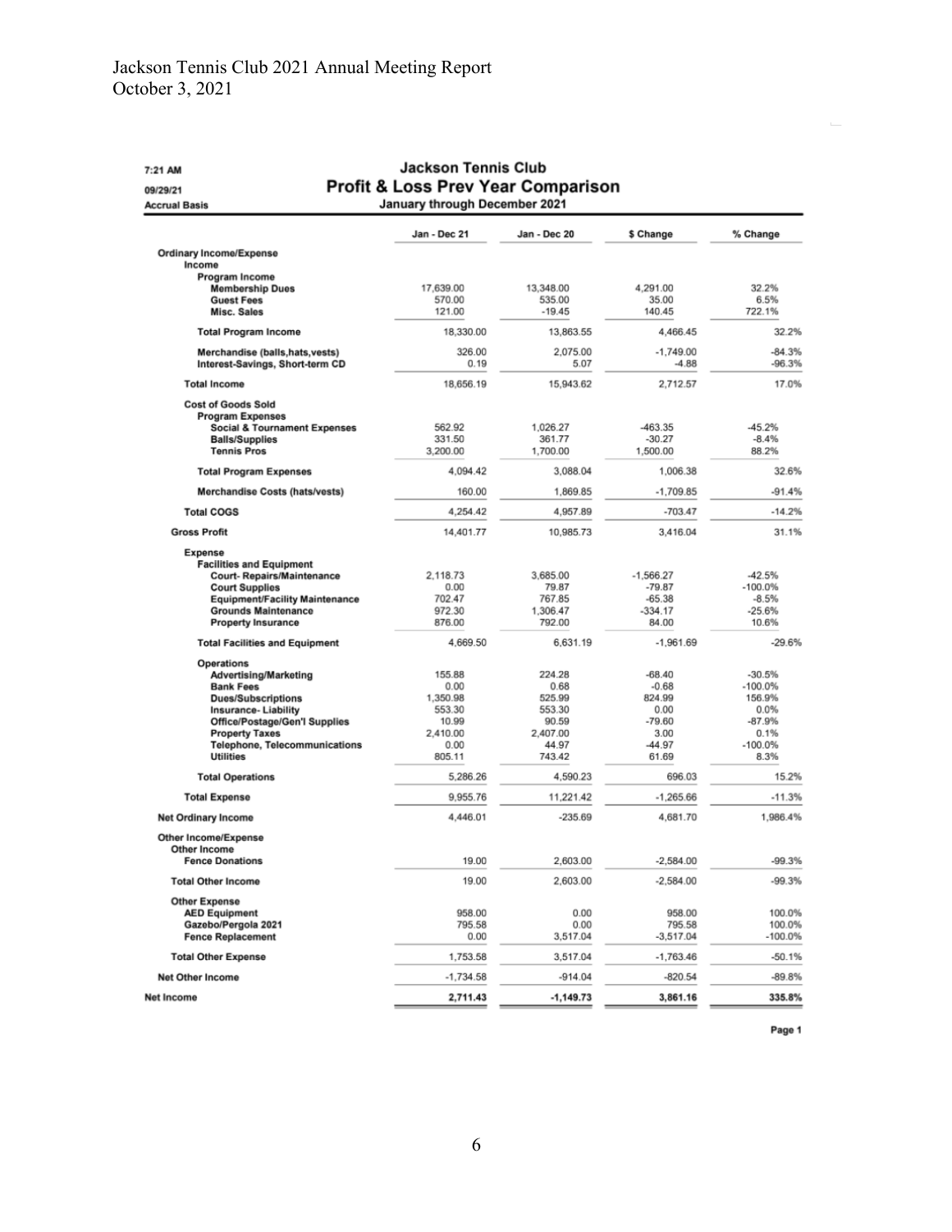Jackson Tennis Club 2021 Annual Meeting Report
October 3, 2021

7:21 AM
09/29/21
Accrual Basis

# Jackson Tennis Club
## Profit & Loss Prev Year Comparison
January through December 2021

| | Jan - Dec 21 | Jan - Dec 20 | $ Change | % Change |
|---|---|---|---|---|
| **Ordinary Income/Expense** | | | | |
| **Income** | | | | |
| **Program Income** | | | | |
| **Membership Dues** | 17,639.00 | 13,348.00 | 4,291.00 | 32.2% |
| **Guest Fees** | 570.00 | 535.00 | 35.00 | 6.5% |
| **Misc. Sales** | 121.00 | -19.45 | 140.45 | 722.1% |
| **Total Program Income** | 18,330.00 | 13,863.55 | 4,466.45 | 32.2% |
| **Merchandise (balls,hats,vests)** | 326.00 | 2,075.00 | -1,749.00 | -84.3% |
| **Interest-Savings, Short-term CD** | 0.19 | 5.07 | -4.88 | -96.3% |
| **Total Income** | 18,656.19 | 15,943.62 | 2,712.57 | 17.0% |
| **Cost of Goods Sold** | | | | |
| **Program Expenses** | | | | |
| **Social & Tournament Expenses** | 562.92 | 1,026.27 | -463.35 | -45.2% |
| **Balls/Supplies** | 331.50 | 361.77 | -30.27 | -8.4% |
| **Tennis Pros** | 3,200.00 | 1,700.00 | 1,500.00 | 88.2% |
| **Total Program Expenses** | 4,094.42 | 3,088.04 | 1,006.38 | 32.6% |
| **Merchandise Costs (hats/vests)** | 160.00 | 1,869.85 | -1,709.85 | -91.4% |
| **Total COGS** | 4,254.42 | 4,957.89 | -703.47 | -14.2% |
| **Gross Profit** | 14,401.77 | 10,985.73 | 3,416.04 | 31.1% |
| **Expense** | | | | |
| **Facilities and Equipment** | | | | |
| **Court- Repairs/Maintenance** | 2,118.73 | 3,685.00 | -1,566.27 | -42.5% |
| **Court Supplies** | 0.00 | 79.87 | -79.87 | -100.0% |
| **Equipment/Facility Maintenance** | 702.47 | 767.85 | -65.38 | -8.5% |
| **Grounds Maintenance** | 972.30 | 1,306.47 | -334.17 | -25.6% |
| **Property Insurance** | 876.00 | 792.00 | 84.00 | 10.6% |
| **Total Facilities and Equipment** | 4,669.50 | 6,631.19 | -1,961.69 | -29.6% |
| **Operations** | | | | |
| **Advertising/Marketing** | 155.88 | 224.28 | -68.40 | -30.5% |
| **Bank Fees** | 0.00 | 0.68 | -0.68 | -100.0% |
| **Dues/Subscriptions** | 1,350.98 | 525.99 | 824.99 | 156.9% |
| **Insurance- Liability** | 553.30 | 553.30 | 0.00 | 0.0% |
| **Office/Postage/Gen'l Supplies** | 10.99 | 90.59 | -79.60 | -87.9% |
| **Property Taxes** | 2,410.00 | 2,407.00 | 3.00 | 0.1% |
| **Telephone, Telecommunications** | 0.00 | 44.97 | -44.97 | -100.0% |
| **Utilities** | 805.11 | 743.42 | 61.69 | 8.3% |
| **Total Operations** | 5,286.26 | 4,590.23 | 696.03 | 15.2% |
| **Total Expense** | 9,955.76 | 11,221.42 | -1,265.66 | -11.3% |
| **Net Ordinary Income** | 4,446.01 | -235.69 | 4,681.70 | 1,986.4% |
| **Other Income/Expense** | | | | |
| **Other Income** | | | | |
| **Fence Donations** | 19.00 | 2,603.00 | -2,584.00 | -99.3% |
| **Total Other Income** | 19.00 | 2,603.00 | -2,584.00 | -99.3% |
| **Other Expense** | | | | |
| **AED Equipment** | 958.00 | 0.00 | 958.00 | 100.0% |
| **Gazebo/Pergola 2021** | 795.58 | 0.00 | 795.58 | 100.0% |
| **Fence Replacement** | 0.00 | 3,517.04 | -3,517.04 | -100.0% |
| **Total Other Expense** | 1,753.58 | 3,517.04 | -1,763.46 | -50.1% |
| **Net Other Income** | -1,734.58 | -914.04 | -820.54 | -89.8% |
| **Net Income** | **2,711.43** | **-1,149.73** | **3,861.16** | **335.8%** |

Page 1